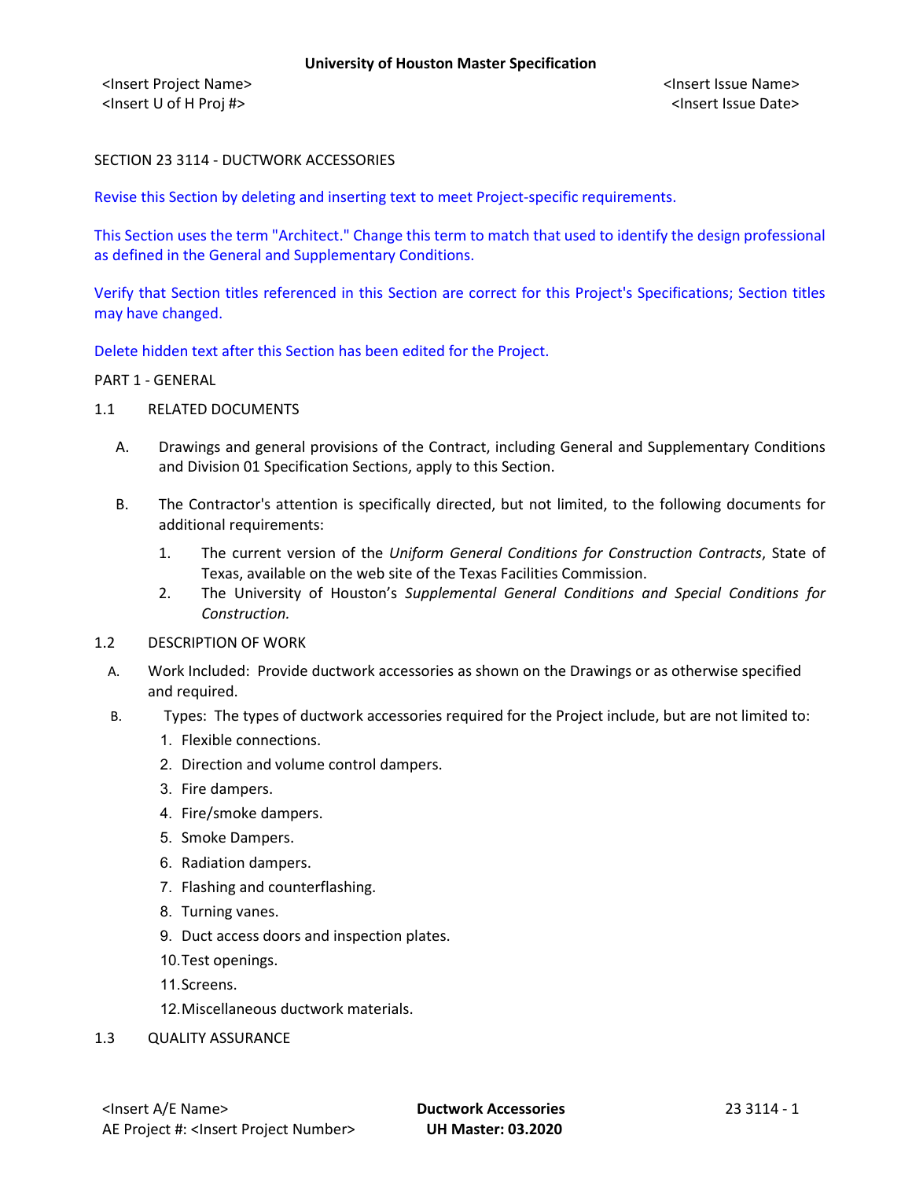**University of Houston Master Specification**

<Insert Project Name> <Insert Issue Name>
<Insert U of H Proj #> <Insert Issue Date>

# SECTION 23 3114 - DUCTWORK ACCESSORIES

Revise this Section by deleting and inserting text to meet Project-specific requirements.

This Section uses the term "Architect." Change this term to match that used to identify the design professional as defined in the General and Supplementary Conditions.

Verify that Section titles referenced in this Section are correct for this Project's Specifications; Section titles may have changed.

Delete hidden text after this Section has been edited for the Project.

## PART 1 - GENERAL

### 1.1 RELATED DOCUMENTS

A. Drawings and general provisions of the Contract, including General and Supplementary Conditions and Division 01 Specification Sections, apply to this Section.

B. The Contractor's attention is specifically directed, but not limited, to the following documents for additional requirements:

1. The current version of the *Uniform General Conditions for Construction Contracts*, State of Texas, available on the web site of the Texas Facilities Commission.
2. The University of Houston's *Supplemental General Conditions and Special Conditions for Construction.*

### 1.2 DESCRIPTION OF WORK

A. Work Included: Provide ductwork accessories as shown on the Drawings or as otherwise specified and required.

B. Types: The types of ductwork accessories required for the Project include, but are not limited to:

1. Flexible connections.
2. Direction and volume control dampers.
3. Fire dampers.
4. Fire/smoke dampers.
5. Smoke Dampers.
6. Radiation dampers.
7. Flashing and counterflashing.
8. Turning vanes.
9. Duct access doors and inspection plates.
10. Test openings.
11. Screens.
12. Miscellaneous ductwork materials.

### 1.3 QUALITY ASSURANCE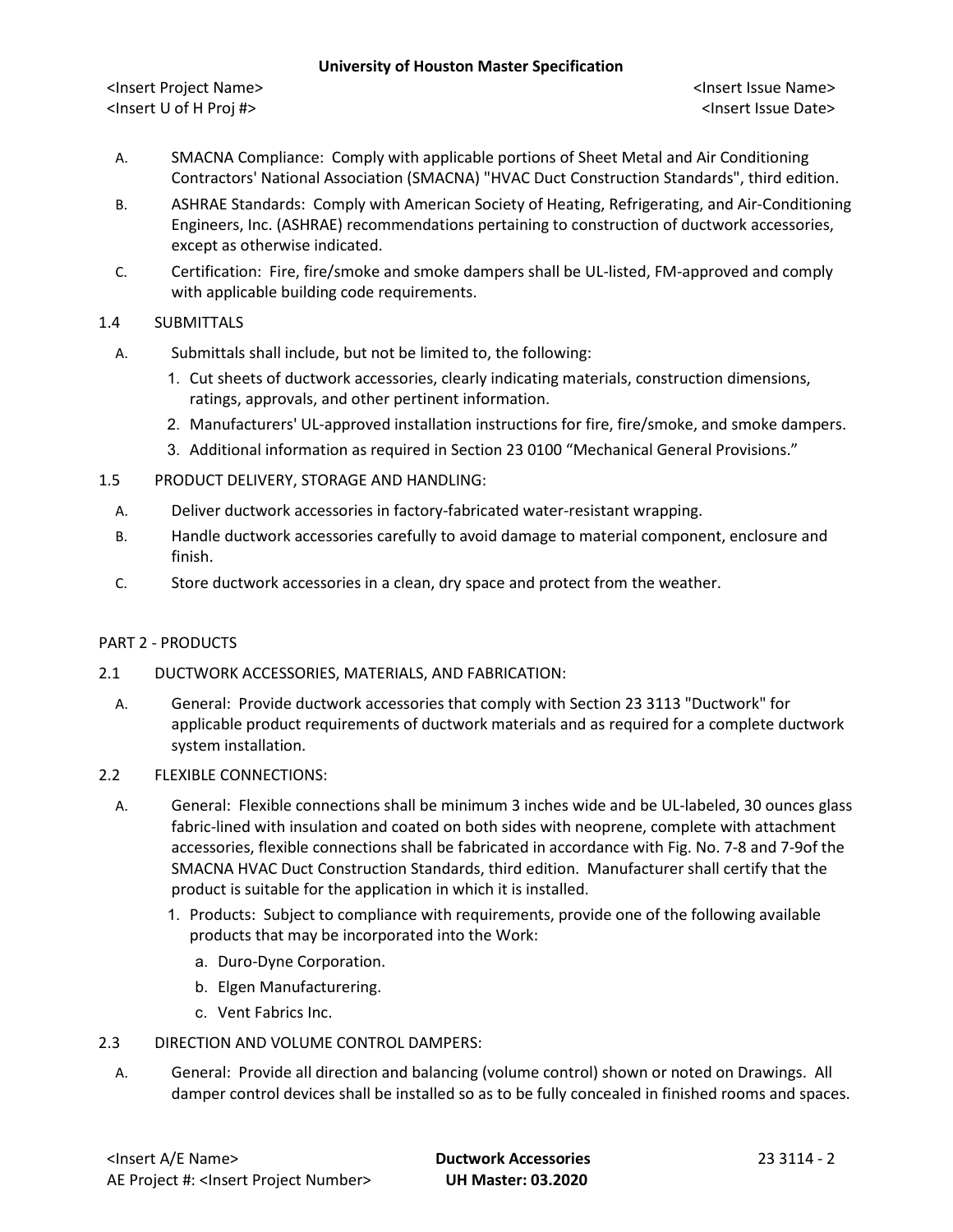A. SMACNA Compliance: Comply with applicable portions of Sheet Metal and Air Conditioning Contractors' National Association (SMACNA) "HVAC Duct Construction Standards", third edition.

B. ASHRAE Standards: Comply with American Society of Heating, Refrigerating, and Air-Conditioning Engineers, Inc. (ASHRAE) recommendations pertaining to construction of ductwork accessories, except as otherwise indicated.

C. Certification: Fire, fire/smoke and smoke dampers shall be UL-listed, FM-approved and comply with applicable building code requirements.

## 1.4 SUBMITTALS

A. Submittals shall include, but not be limited to, the following:

1. Cut sheets of ductwork accessories, clearly indicating materials, construction dimensions, ratings, approvals, and other pertinent information.
2. Manufacturers' UL-approved installation instructions for fire, fire/smoke, and smoke dampers.
3. Additional information as required in Section 23 0100 "Mechanical General Provisions."

## 1.5 PRODUCT DELIVERY, STORAGE AND HANDLING:

A. Deliver ductwork accessories in factory-fabricated water-resistant wrapping.

B. Handle ductwork accessories carefully to avoid damage to material component, enclosure and finish.

C. Store ductwork accessories in a clean, dry space and protect from the weather.

# PART 2 - PRODUCTS

## 2.1 DUCTWORK ACCESSORIES, MATERIALS, AND FABRICATION:

A. General: Provide ductwork accessories that comply with Section 23 3113 "Ductwork" for applicable product requirements of ductwork materials and as required for a complete ductwork system installation.

## 2.2 FLEXIBLE CONNECTIONS:

A. General: Flexible connections shall be minimum 3 inches wide and be UL-labeled, 30 ounces glass fabric-lined with insulation and coated on both sides with neoprene, complete with attachment accessories, flexible connections shall be fabricated in accordance with Fig. No. 7-8 and 7-9of the SMACNA HVAC Duct Construction Standards, third edition. Manufacturer shall certify that the product is suitable for the application in which it is installed.

1. Products: Subject to compliance with requirements, provide one of the following available products that may be incorporated into the Work:
   a. Duro-Dyne Corporation.
   b. Elgen Manufacturering.
   c. Vent Fabrics Inc.

## 2.3 DIRECTION AND VOLUME CONTROL DAMPERS:

A. General: Provide all direction and balancing (volume control) shown or noted on Drawings. All damper control devices shall be installed so as to be fully concealed in finished rooms and spaces.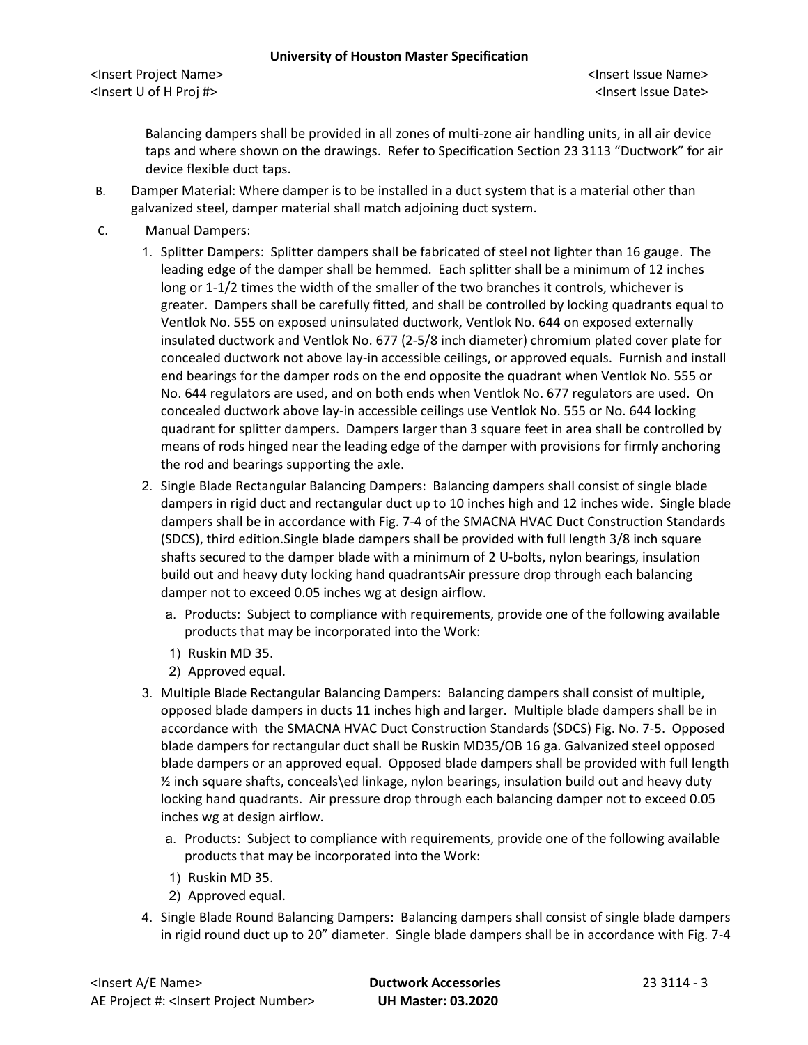Balancing dampers shall be provided in all zones of multi-zone air handling units, in all air device taps and where shown on the drawings. Refer to Specification Section 23 3113 "Ductwork" for air device flexible duct taps.

B. Damper Material: Where damper is to be installed in a duct system that is a material other than galvanized steel, damper material shall match adjoining duct system.

C. Manual Dampers:

1. Splitter Dampers: Splitter dampers shall be fabricated of steel not lighter than 16 gauge. The leading edge of the damper shall be hemmed. Each splitter shall be a minimum of 12 inches long or 1-1/2 times the width of the smaller of the two branches it controls, whichever is greater. Dampers shall be carefully fitted, and shall be controlled by locking quadrants equal to Ventlok No. 555 on exposed uninsulated ductwork, Ventlok No. 644 on exposed externally insulated ductwork and Ventlok No. 677 (2-5/8 inch diameter) chromium plated cover plate for concealed ductwork not above lay-in accessible ceilings, or approved equals. Furnish and install end bearings for the damper rods on the end opposite the quadrant when Ventlok No. 555 or No. 644 regulators are used, and on both ends when Ventlok No. 677 regulators are used. On concealed ductwork above lay-in accessible ceilings use Ventlok No. 555 or No. 644 locking quadrant for splitter dampers. Dampers larger than 3 square feet in area shall be controlled by means of rods hinged near the leading edge of the damper with provisions for firmly anchoring the rod and bearings supporting the axle.

2. Single Blade Rectangular Balancing Dampers: Balancing dampers shall consist of single blade dampers in rigid duct and rectangular duct up to 10 inches high and 12 inches wide. Single blade dampers shall be in accordance with Fig. 7-4 of the SMACNA HVAC Duct Construction Standards (SDCS), third edition.Single blade dampers shall be provided with full length 3/8 inch square shafts secured to the damper blade with a minimum of 2 U-bolts, nylon bearings, insulation build out and heavy duty locking hand quadrantsAir pressure drop through each balancing damper not to exceed 0.05 inches wg at design airflow.
   a. Products: Subject to compliance with requirements, provide one of the following available products that may be incorporated into the Work:
      1) Ruskin MD 35.
      2) Approved equal.

3. Multiple Blade Rectangular Balancing Dampers: Balancing dampers shall consist of multiple, opposed blade dampers in ducts 11 inches high and larger. Multiple blade dampers shall be in accordance with the SMACNA HVAC Duct Construction Standards (SDCS) Fig. No. 7-5. Opposed blade dampers for rectangular duct shall be Ruskin MD35/OB 16 ga. Galvanized steel opposed blade dampers or an approved equal. Opposed blade dampers shall be provided with full length ½ inch square shafts, conceals\ed linkage, nylon bearings, insulation build out and heavy duty locking hand quadrants. Air pressure drop through each balancing damper not to exceed 0.05 inches wg at design airflow.
   a. Products: Subject to compliance with requirements, provide one of the following available products that may be incorporated into the Work:
      1) Ruskin MD 35.
      2) Approved equal.

4. Single Blade Round Balancing Dampers: Balancing dampers shall consist of single blade dampers in rigid round duct up to 20" diameter. Single blade dampers shall be in accordance with Fig. 7-4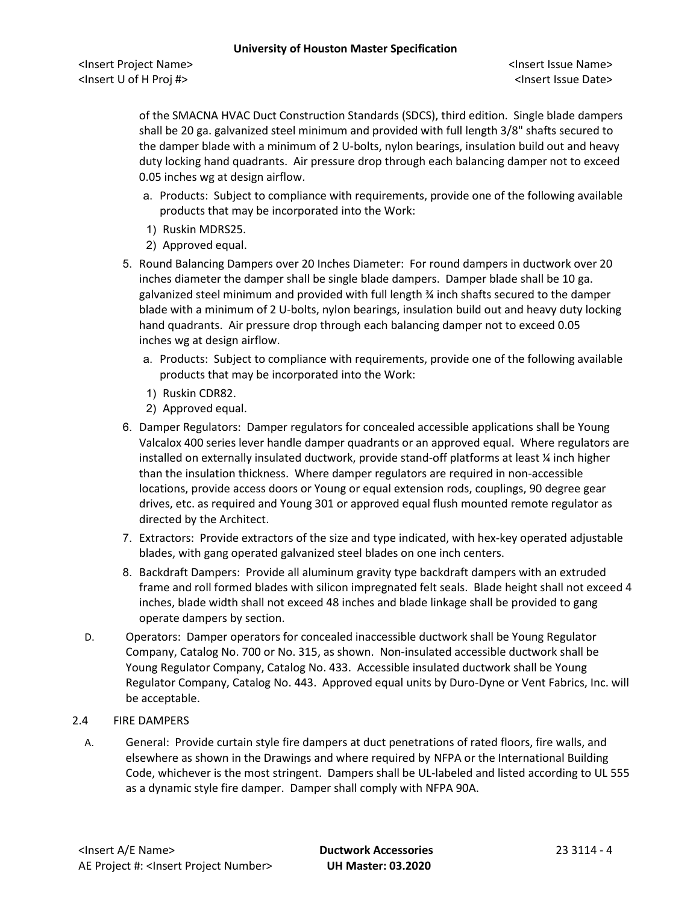of the SMACNA HVAC Duct Construction Standards (SDCS), third edition. Single blade dampers shall be 20 ga. galvanized steel minimum and provided with full length 3/8" shafts secured to the damper blade with a minimum of 2 U-bolts, nylon bearings, insulation build out and heavy duty locking hand quadrants. Air pressure drop through each balancing damper not to exceed 0.05 inches wg at design airflow.

   a. Products: Subject to compliance with requirements, provide one of the following available products that may be incorporated into the Work:
      1) Ruskin MDRS25.
      2) Approved equal.

5. Round Balancing Dampers over 20 Inches Diameter: For round dampers in ductwork over 20 inches diameter the damper shall be single blade dampers. Damper blade shall be 10 ga. galvanized steel minimum and provided with full length ¾ inch shafts secured to the damper blade with a minimum of 2 U-bolts, nylon bearings, insulation build out and heavy duty locking hand quadrants. Air pressure drop through each balancing damper not to exceed 0.05 inches wg at design airflow.
   a. Products: Subject to compliance with requirements, provide one of the following available products that may be incorporated into the Work:
      1) Ruskin CDR82.
      2) Approved equal.
6. Damper Regulators: Damper regulators for concealed accessible applications shall be Young Valcalox 400 series lever handle damper quadrants or an approved equal. Where regulators are installed on externally insulated ductwork, provide stand-off platforms at least ¼ inch higher than the insulation thickness. Where damper regulators are required in non-accessible locations, provide access doors or Young or equal extension rods, couplings, 90 degree gear drives, etc. as required and Young 301 or approved equal flush mounted remote regulator as directed by the Architect.
7. Extractors: Provide extractors of the size and type indicated, with hex-key operated adjustable blades, with gang operated galvanized steel blades on one inch centers.
8. Backdraft Dampers: Provide all aluminum gravity type backdraft dampers with an extruded frame and roll formed blades with silicon impregnated felt seals. Blade height shall not exceed 4 inches, blade width shall not exceed 48 inches and blade linkage shall be provided to gang operate dampers by section.

D. Operators: Damper operators for concealed inaccessible ductwork shall be Young Regulator Company, Catalog No. 700 or No. 315, as shown. Non-insulated accessible ductwork shall be Young Regulator Company, Catalog No. 433. Accessible insulated ductwork shall be Young Regulator Company, Catalog No. 443. Approved equal units by Duro-Dyne or Vent Fabrics, Inc. will be acceptable.

## 2.4 FIRE DAMPERS

A. General: Provide curtain style fire dampers at duct penetrations of rated floors, fire walls, and elsewhere as shown in the Drawings and where required by NFPA or the International Building Code, whichever is the most stringent. Dampers shall be UL-labeled and listed according to UL 555 as a dynamic style fire damper. Damper shall comply with NFPA 90A.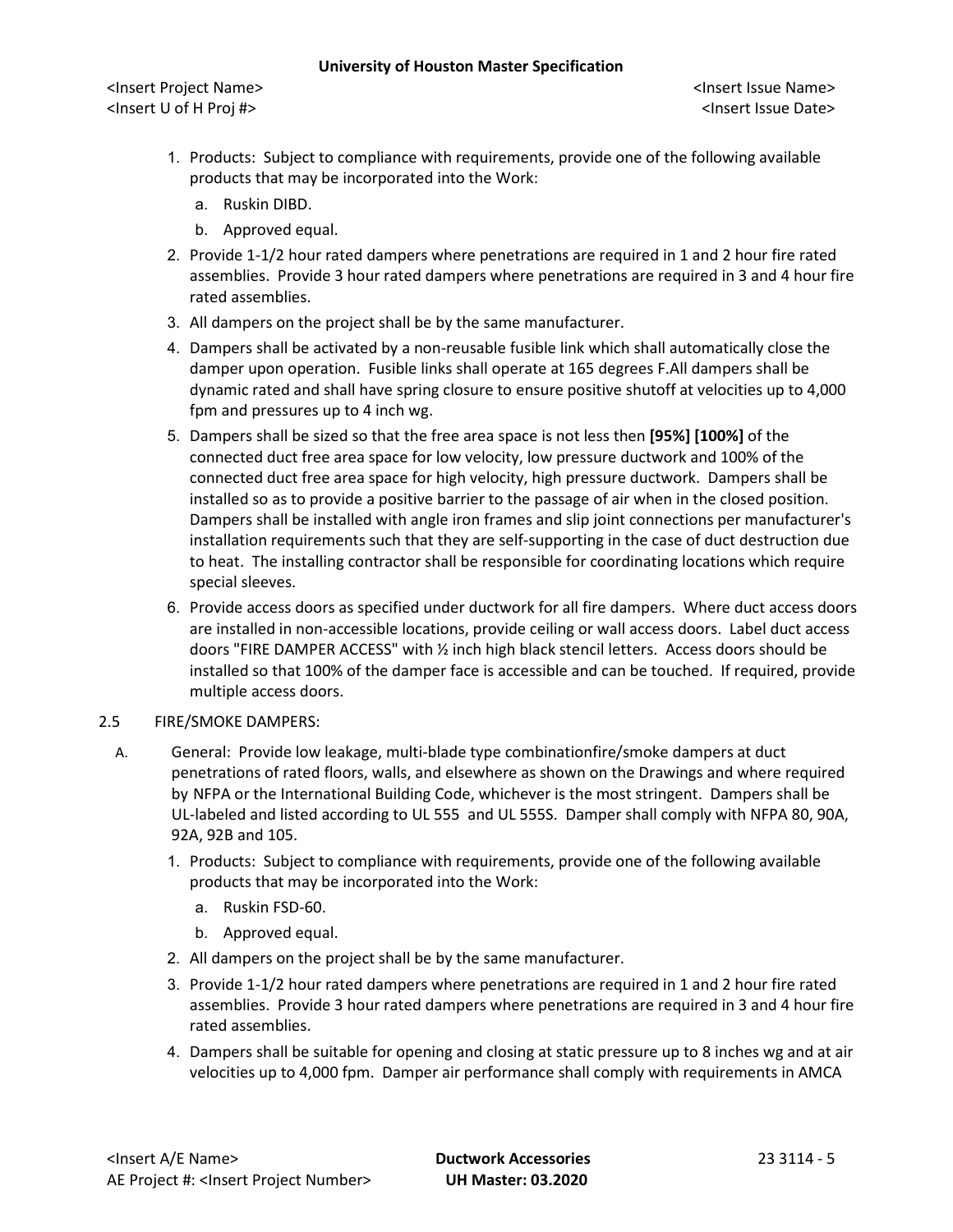1. Products: Subject to compliance with requirements, provide one of the following available products that may be incorporated into the Work:
   a. Ruskin DIBD.
   b. Approved equal.
2. Provide 1-1/2 hour rated dampers where penetrations are required in 1 and 2 hour fire rated assemblies. Provide 3 hour rated dampers where penetrations are required in 3 and 4 hour fire rated assemblies.
3. All dampers on the project shall be by the same manufacturer.
4. Dampers shall be activated by a non-reusable fusible link which shall automatically close the damper upon operation. Fusible links shall operate at 165 degrees F.All dampers shall be dynamic rated and shall have spring closure to ensure positive shutoff at velocities up to 4,000 fpm and pressures up to 4 inch wg.
5. Dampers shall be sized so that the free area space is not less then **[95%] [100%]** of the connected duct free area space for low velocity, low pressure ductwork and 100% of the connected duct free area space for high velocity, high pressure ductwork. Dampers shall be installed so as to provide a positive barrier to the passage of air when in the closed position. Dampers shall be installed with angle iron frames and slip joint connections per manufacturer's installation requirements such that they are self-supporting in the case of duct destruction due to heat. The installing contractor shall be responsible for coordinating locations which require special sleeves.
6. Provide access doors as specified under ductwork for all fire dampers. Where duct access doors are installed in non-accessible locations, provide ceiling or wall access doors. Label duct access doors "FIRE DAMPER ACCESS" with ½ inch high black stencil letters. Access doors should be installed so that 100% of the damper face is accessible and can be touched. If required, provide multiple access doors.

## 2.5 FIRE/SMOKE DAMPERS:

A. General: Provide low leakage, multi-blade type combinationfire/smoke dampers at duct penetrations of rated floors, walls, and elsewhere as shown on the Drawings and where required by NFPA or the International Building Code, whichever is the most stringent. Dampers shall be UL-labeled and listed according to UL 555 and UL 555S. Damper shall comply with NFPA 80, 90A, 92A, 92B and 105.

1. Products: Subject to compliance with requirements, provide one of the following available products that may be incorporated into the Work:
   a. Ruskin FSD-60.
   b. Approved equal.
2. All dampers on the project shall be by the same manufacturer.
3. Provide 1-1/2 hour rated dampers where penetrations are required in 1 and 2 hour fire rated assemblies. Provide 3 hour rated dampers where penetrations are required in 3 and 4 hour fire rated assemblies.
4. Dampers shall be suitable for opening and closing at static pressure up to 8 inches wg and at air velocities up to 4,000 fpm. Damper air performance shall comply with requirements in AMCA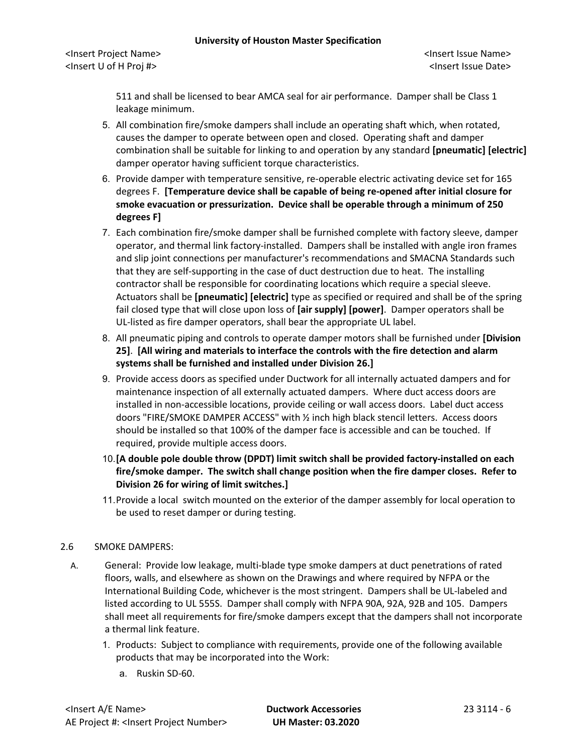511 and shall be licensed to bear AMCA seal for air performance. Damper shall be Class 1 leakage minimum.

5. All combination fire/smoke dampers shall include an operating shaft which, when rotated, causes the damper to operate between open and closed. Operating shaft and damper combination shall be suitable for linking to and operation by any standard **[pneumatic] [electric]** damper operator having sufficient torque characteristics.
6. Provide damper with temperature sensitive, re-operable electric activating device set for 165 degrees F. **[Temperature device shall be capable of being re-opened after initial closure for smoke evacuation or pressurization. Device shall be operable through a minimum of 250 degrees F]**
7. Each combination fire/smoke damper shall be furnished complete with factory sleeve, damper operator, and thermal link factory-installed. Dampers shall be installed with angle iron frames and slip joint connections per manufacturer's recommendations and SMACNA Standards such that they are self-supporting in the case of duct destruction due to heat. The installing contractor shall be responsible for coordinating locations which require a special sleeve. Actuators shall be **[pneumatic] [electric]** type as specified or required and shall be of the spring fail closed type that will close upon loss of **[air supply] [power]**. Damper operators shall be UL-listed as fire damper operators, shall bear the appropriate UL label.
8. All pneumatic piping and controls to operate damper motors shall be furnished under **[Division 25]**. **[All wiring and materials to interface the controls with the fire detection and alarm systems shall be furnished and installed under Division 26.]**
9. Provide access doors as specified under Ductwork for all internally actuated dampers and for maintenance inspection of all externally actuated dampers. Where duct access doors are installed in non-accessible locations, provide ceiling or wall access doors. Label duct access doors "FIRE/SMOKE DAMPER ACCESS" with ½ inch high black stencil letters. Access doors should be installed so that 100% of the damper face is accessible and can be touched. If required, provide multiple access doors.
10. **[A double pole double throw (DPDT) limit switch shall be provided factory-installed on each fire/smoke damper. The switch shall change position when the fire damper closes. Refer to Division 26 for wiring of limit switches.]**
11. Provide a local switch mounted on the exterior of the damper assembly for local operation to be used to reset damper or during testing.

2.6 SMOKE DAMPERS:

A. General: Provide low leakage, multi-blade type smoke dampers at duct penetrations of rated floors, walls, and elsewhere as shown on the Drawings and where required by NFPA or the International Building Code, whichever is the most stringent. Dampers shall be UL-labeled and listed according to UL 555S. Damper shall comply with NFPA 90A, 92A, 92B and 105. Dampers shall meet all requirements for fire/smoke dampers except that the dampers shall not incorporate a thermal link feature.

1. Products: Subject to compliance with requirements, provide one of the following available products that may be incorporated into the Work:
    a. Ruskin SD-60.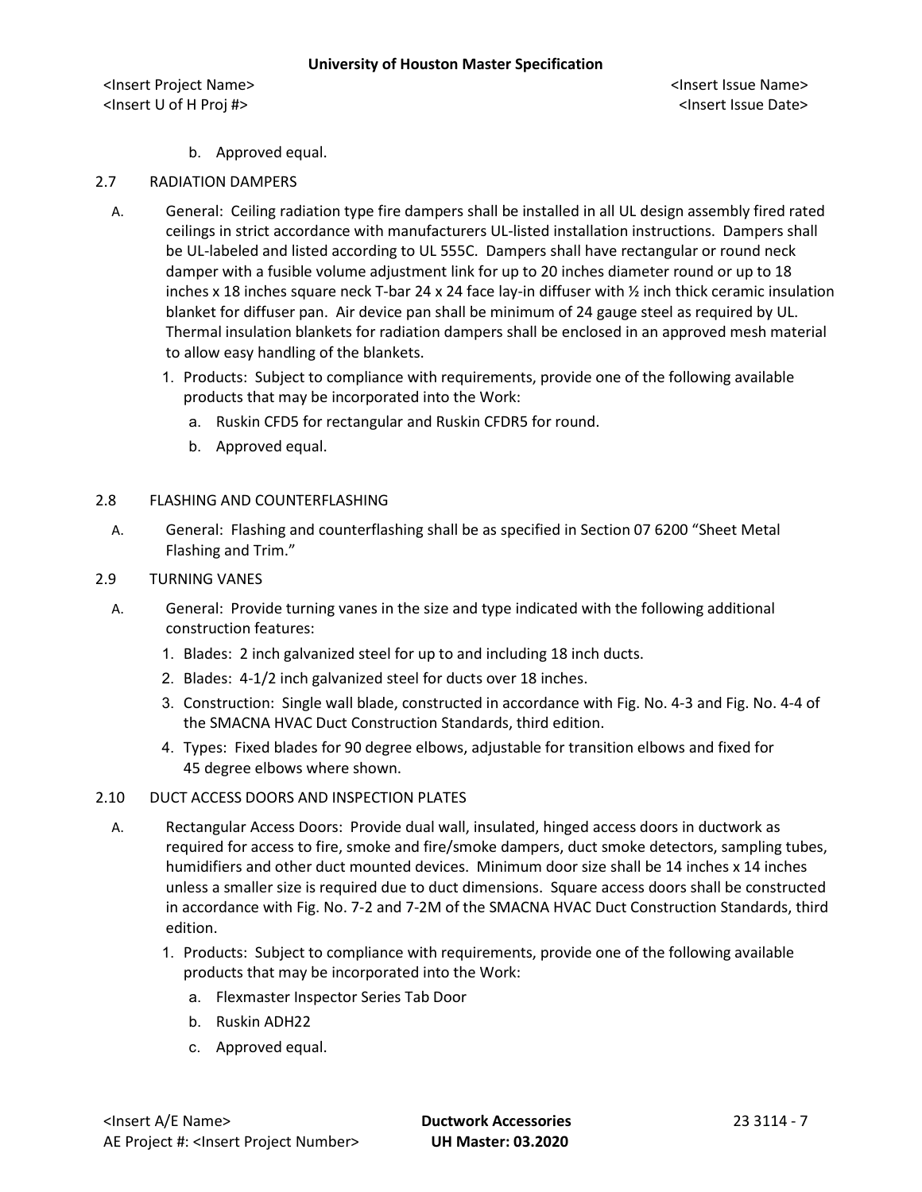b. Approved equal.

## 2.7 RADIATION DAMPERS

A. General: Ceiling radiation type fire dampers shall be installed in all UL design assembly fired rated ceilings in strict accordance with manufacturers UL-listed installation instructions. Dampers shall be UL-labeled and listed according to UL 555C. Dampers shall have rectangular or round neck damper with a fusible volume adjustment link for up to 20 inches diameter round or up to 18 inches x 18 inches square neck T-bar 24 x 24 face lay-in diffuser with ½ inch thick ceramic insulation blanket for diffuser pan. Air device pan shall be minimum of 24 gauge steel as required by UL. Thermal insulation blankets for radiation dampers shall be enclosed in an approved mesh material to allow easy handling of the blankets.

1. Products: Subject to compliance with requirements, provide one of the following available products that may be incorporated into the Work:
   a. Ruskin CFD5 for rectangular and Ruskin CFDR5 for round.
   b. Approved equal.

## 2.8 FLASHING AND COUNTERFLASHING

A. General: Flashing and counterflashing shall be as specified in Section 07 6200 "Sheet Metal Flashing and Trim."

## 2.9 TURNING VANES

A. General: Provide turning vanes in the size and type indicated with the following additional construction features:

1. Blades: 2 inch galvanized steel for up to and including 18 inch ducts.
2. Blades: 4-1/2 inch galvanized steel for ducts over 18 inches.
3. Construction: Single wall blade, constructed in accordance with Fig. No. 4-3 and Fig. No. 4-4 of the SMACNA HVAC Duct Construction Standards, third edition.
4. Types: Fixed blades for 90 degree elbows, adjustable for transition elbows and fixed for 45 degree elbows where shown.

## 2.10 DUCT ACCESS DOORS AND INSPECTION PLATES

A. Rectangular Access Doors: Provide dual wall, insulated, hinged access doors in ductwork as required for access to fire, smoke and fire/smoke dampers, duct smoke detectors, sampling tubes, humidifiers and other duct mounted devices. Minimum door size shall be 14 inches x 14 inches unless a smaller size is required due to duct dimensions. Square access doors shall be constructed in accordance with Fig. No. 7-2 and 7-2M of the SMACNA HVAC Duct Construction Standards, third edition.

1. Products: Subject to compliance with requirements, provide one of the following available products that may be incorporated into the Work:
   a. Flexmaster Inspector Series Tab Door
   b. Ruskin ADH22
   c. Approved equal.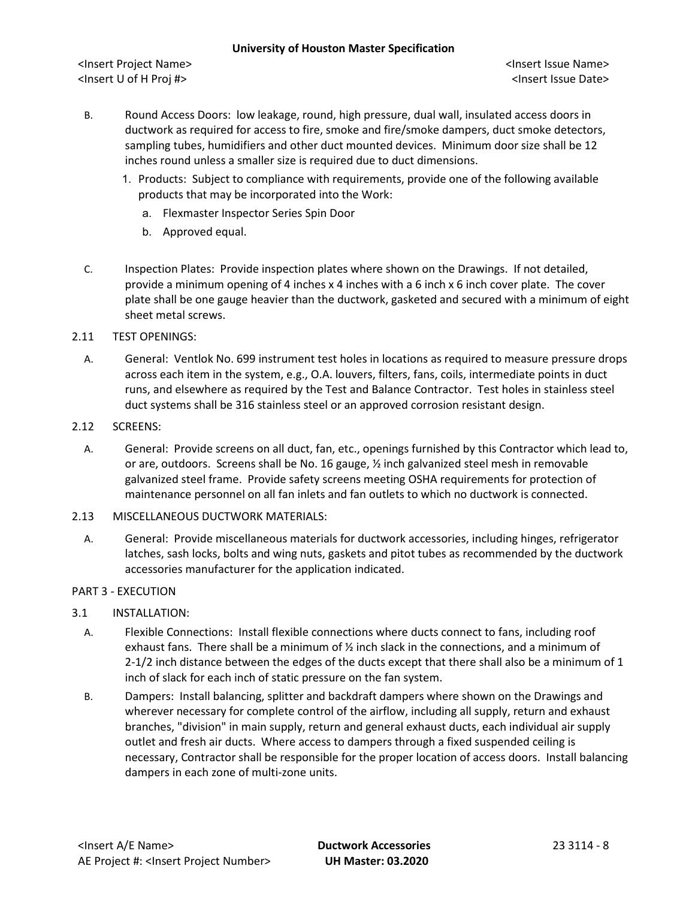B. Round Access Doors: low leakage, round, high pressure, dual wall, insulated access doors in ductwork as required for access to fire, smoke and fire/smoke dampers, duct smoke detectors, sampling tubes, humidifiers and other duct mounted devices. Minimum door size shall be 12 inches round unless a smaller size is required due to duct dimensions.

   1. Products: Subject to compliance with requirements, provide one of the following available products that may be incorporated into the Work:
      a. Flexmaster Inspector Series Spin Door
      b. Approved equal.

C. Inspection Plates: Provide inspection plates where shown on the Drawings. If not detailed, provide a minimum opening of 4 inches x 4 inches with a 6 inch x 6 inch cover plate. The cover plate shall be one gauge heavier than the ductwork, gasketed and secured with a minimum of eight sheet metal screws.

## 2.11 TEST OPENINGS:

A. General: Ventlok No. 699 instrument test holes in locations as required to measure pressure drops across each item in the system, e.g., O.A. louvers, filters, fans, coils, intermediate points in duct runs, and elsewhere as required by the Test and Balance Contractor. Test holes in stainless steel duct systems shall be 316 stainless steel or an approved corrosion resistant design.

## 2.12 SCREENS:

A. General: Provide screens on all duct, fan, etc., openings furnished by this Contractor which lead to, or are, outdoors. Screens shall be No. 16 gauge, ½ inch galvanized steel mesh in removable galvanized steel frame. Provide safety screens meeting OSHA requirements for protection of maintenance personnel on all fan inlets and fan outlets to which no ductwork is connected.

## 2.13 MISCELLANEOUS DUCTWORK MATERIALS:

A. General: Provide miscellaneous materials for ductwork accessories, including hinges, refrigerator latches, sash locks, bolts and wing nuts, gaskets and pitot tubes as recommended by the ductwork accessories manufacturer for the application indicated.

# PART 3 - EXECUTION

## 3.1 INSTALLATION:

A. Flexible Connections: Install flexible connections where ducts connect to fans, including roof exhaust fans. There shall be a minimum of ½ inch slack in the connections, and a minimum of 2-1/2 inch distance between the edges of the ducts except that there shall also be a minimum of 1 inch of slack for each inch of static pressure on the fan system.

B. Dampers: Install balancing, splitter and backdraft dampers where shown on the Drawings and wherever necessary for complete control of the airflow, including all supply, return and exhaust branches, "division" in main supply, return and general exhaust ducts, each individual air supply outlet and fresh air ducts. Where access to dampers through a fixed suspended ceiling is necessary, Contractor shall be responsible for the proper location of access doors. Install balancing dampers in each zone of multi-zone units.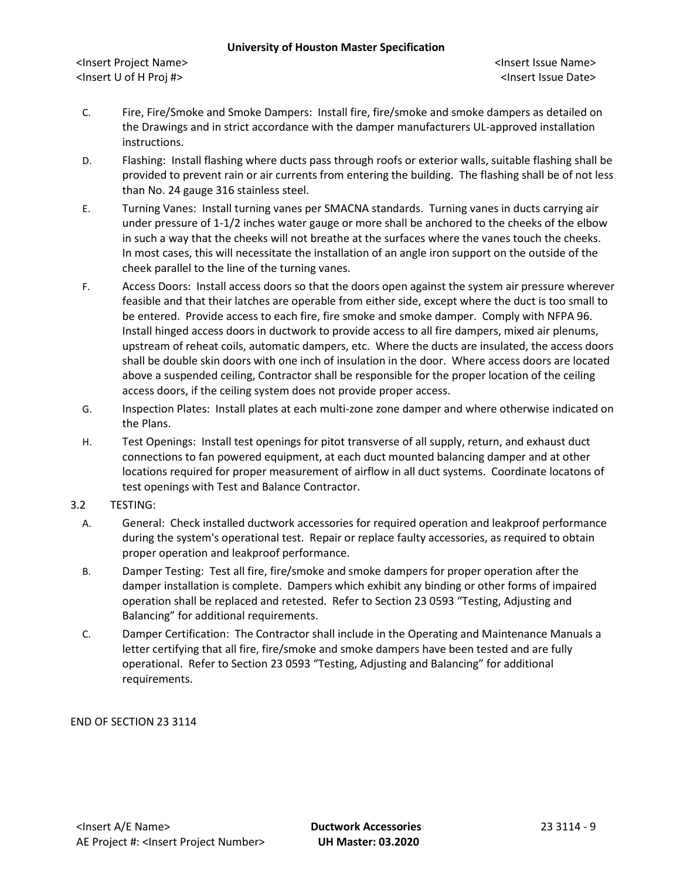C. Fire, Fire/Smoke and Smoke Dampers: Install fire, fire/smoke and smoke dampers as detailed on the Drawings and in strict accordance with the damper manufacturers UL-approved installation instructions.

D. Flashing: Install flashing where ducts pass through roofs or exterior walls, suitable flashing shall be provided to prevent rain or air currents from entering the building. The flashing shall be of not less than No. 24 gauge 316 stainless steel.

E. Turning Vanes: Install turning vanes per SMACNA standards. Turning vanes in ducts carrying air under pressure of 1-1/2 inches water gauge or more shall be anchored to the cheeks of the elbow in such a way that the cheeks will not breathe at the surfaces where the vanes touch the cheeks. In most cases, this will necessitate the installation of an angle iron support on the outside of the cheek parallel to the line of the turning vanes.

F. Access Doors: Install access doors so that the doors open against the system air pressure wherever feasible and that their latches are operable from either side, except where the duct is too small to be entered. Provide access to each fire, fire smoke and smoke damper. Comply with NFPA 96. Install hinged access doors in ductwork to provide access to all fire dampers, mixed air plenums, upstream of reheat coils, automatic dampers, etc. Where the ducts are insulated, the access doors shall be double skin doors with one inch of insulation in the door. Where access doors are located above a suspended ceiling, Contractor shall be responsible for the proper location of the ceiling access doors, if the ceiling system does not provide proper access.

G. Inspection Plates: Install plates at each multi-zone zone damper and where otherwise indicated on the Plans.

H. Test Openings: Install test openings for pitot transverse of all supply, return, and exhaust duct connections to fan powered equipment, at each duct mounted balancing damper and at other locations required for proper measurement of airflow in all duct systems. Coordinate locatons of test openings with Test and Balance Contractor.

3.2 TESTING:

A. General: Check installed ductwork accessories for required operation and leakproof performance during the system's operational test. Repair or replace faulty accessories, as required to obtain proper operation and leakproof performance.

B. Damper Testing: Test all fire, fire/smoke and smoke dampers for proper operation after the damper installation is complete. Dampers which exhibit any binding or other forms of impaired operation shall be replaced and retested. Refer to Section 23 0593 "Testing, Adjusting and Balancing" for additional requirements.

C. Damper Certification: The Contractor shall include in the Operating and Maintenance Manuals a letter certifying that all fire, fire/smoke and smoke dampers have been tested and are fully operational. Refer to Section 23 0593 "Testing, Adjusting and Balancing" for additional requirements.

END OF SECTION 23 3114